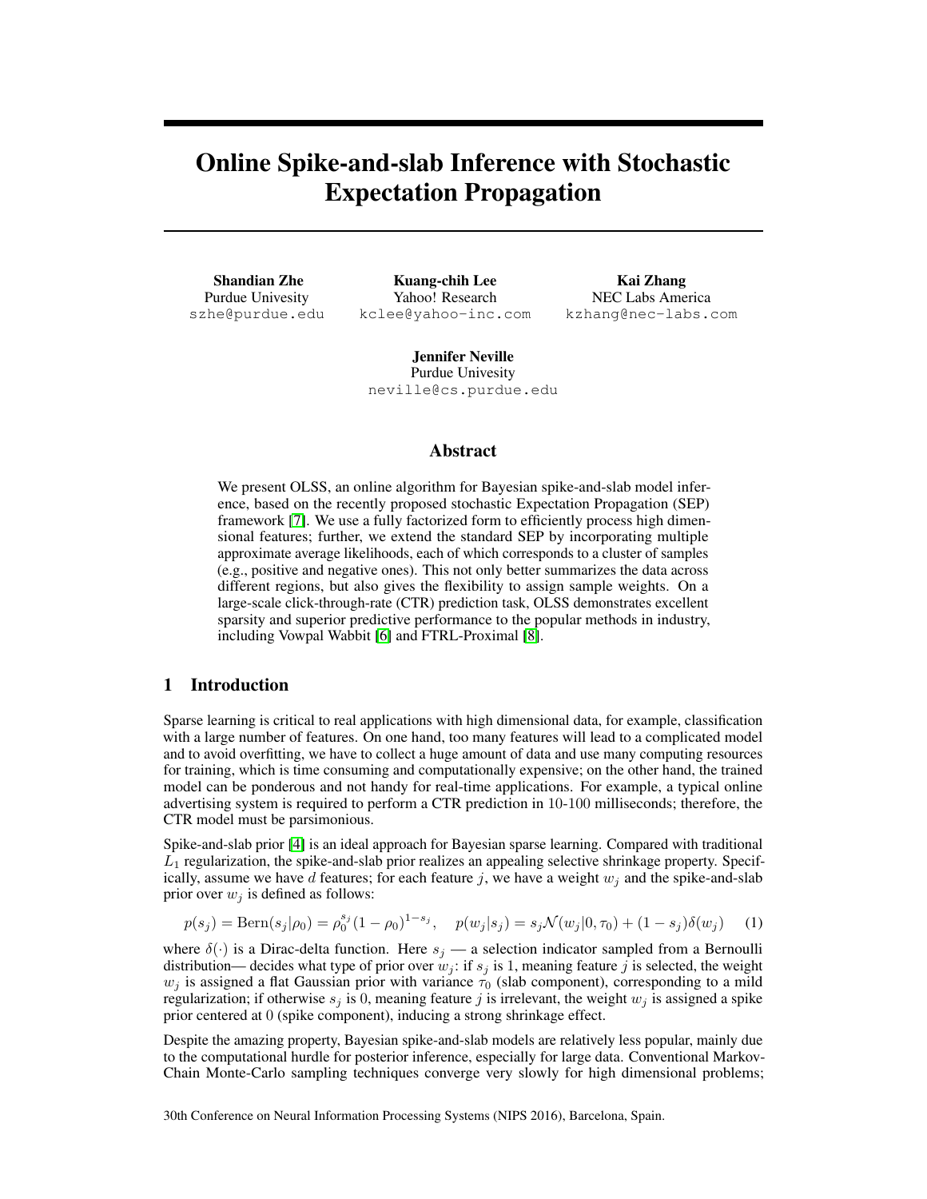# Online Spike-and-slab Inference with Stochastic Expectation Propagation

**Shandian Zhe**
Purdue Univesity
szhe@purdue.edu

**Kuang-chih Lee**
Yahoo! Research
kclee@yahoo-inc.com

**Kai Zhang**
NEC Labs America
kzhang@nec-labs.com

**Jennifer Neville**
Purdue Univesity
neville@cs.purdue.edu

## Abstract

We present OLSS, an online algorithm for Bayesian spike-and-slab model inference, based on the recently proposed stochastic Expectation Propagation (SEP) framework [7]. We use a fully factorized form to efficiently process high dimensional features; further, we extend the standard SEP by incorporating multiple approximate average likelihoods, each of which corresponds to a cluster of samples (e.g., positive and negative ones). This not only better summarizes the data across different regions, but also gives the flexibility to assign sample weights. On a large-scale click-through-rate (CTR) prediction task, OLSS demonstrates excellent sparsity and superior predictive performance to the popular methods in industry, including Vowpal Wabbit [6] and FTRL-Proximal [8].

## 1 Introduction

Sparse learning is critical to real applications with high dimensional data, for example, classification with a large number of features. On one hand, too many features will lead to a complicated model and to avoid overfitting, we have to collect a huge amount of data and use many computing resources for training, which is time consuming and computationally expensive; on the other hand, the trained model can be ponderous and not handy for real-time applications. For example, a typical online advertising system is required to perform a CTR prediction in 10-100 milliseconds; therefore, the CTR model must be parsimonious.

Spike-and-slab prior [4] is an ideal approach for Bayesian sparse learning. Compared with traditional $L_1$ regularization, the spike-and-slab prior realizes an appealing selective shrinkage property. Specifically, assume we have $d$ features; for each feature $j$, we have a weight $w_j$ and the spike-and-slab prior over $w_j$ is defined as follows:

$$p(s_j) = \text{Bern}(s_j|\rho_0) = \rho_0^{s_j}(1-\rho_0)^{1-s_j}, \quad p(w_j|s_j) = s_j\mathcal{N}(w_j|0,\tau_0) + (1-s_j)\delta(w_j) \tag{1}$$

where $\delta(\cdot)$ is a Dirac-delta function. Here $s_j$ — a selection indicator sampled from a Bernoulli distribution— decides what type of prior over $w_j$: if $s_j$ is 1, meaning feature $j$ is selected, the weight $w_j$ is assigned a flat Gaussian prior with variance $\tau_0$ (slab component), corresponding to a mild regularization; if otherwise $s_j$ is 0, meaning feature $j$ is irrelevant, the weight $w_j$ is assigned a spike prior centered at 0 (spike component), inducing a strong shrinkage effect.

Despite the amazing property, Bayesian spike-and-slab models are relatively less popular, mainly due to the computational hurdle for posterior inference, especially for large data. Conventional Markov-Chain Monte-Carlo sampling techniques converge very slowly for high dimensional problems;

30th Conference on Neural Information Processing Systems (NIPS 2016), Barcelona, Spain.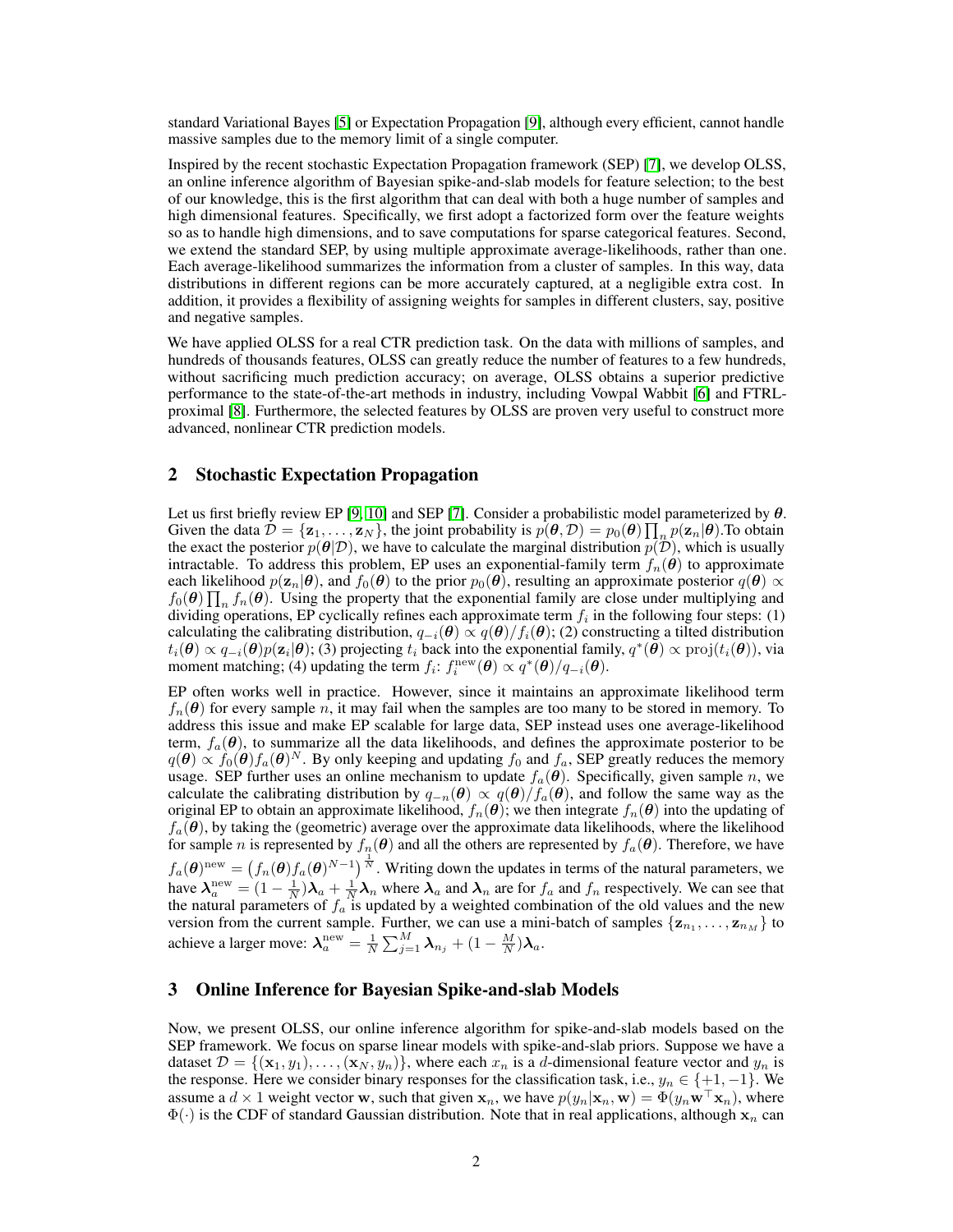standard Variational Bayes [5] or Expectation Propagation [9], although every efficient, cannot handle massive samples due to the memory limit of a single computer.

Inspired by the recent stochastic Expectation Propagation framework (SEP) [7], we develop OLSS, an online inference algorithm of Bayesian spike-and-slab models for feature selection; to the best of our knowledge, this is the first algorithm that can deal with both a huge number of samples and high dimensional features. Specifically, we first adopt a factorized form over the feature weights so as to handle high dimensions, and to save computations for sparse categorical features. Second, we extend the standard SEP, by using multiple approximate average-likelihoods, rather than one. Each average-likelihood summarizes the information from a cluster of samples. In this way, data distributions in different regions can be more accurately captured, at a negligible extra cost. In addition, it provides a flexibility of assigning weights for samples in different clusters, say, positive and negative samples.

We have applied OLSS for a real CTR prediction task. On the data with millions of samples, and hundreds of thousands features, OLSS can greatly reduce the number of features to a few hundreds, without sacrificing much prediction accuracy; on average, OLSS obtains a superior predictive performance to the state-of-the-art methods in industry, including Vowpal Wabbit [6] and FTRL-proximal [8]. Furthermore, the selected features by OLSS are proven very useful to construct more advanced, nonlinear CTR prediction models.

## 2 Stochastic Expectation Propagation

Let us first briefly review EP [9, 10] and SEP [7]. Consider a probabilistic model parameterized by $\boldsymbol{\theta}$. Given the data $\mathcal{D} = \{\mathbf{z}_1, \ldots, \mathbf{z}_N\}$, the joint probability is $p(\boldsymbol{\theta}, \mathcal{D}) = p_0(\boldsymbol{\theta}) \prod_n p(\mathbf{z}_n|\boldsymbol{\theta})$.To obtain the exact the posterior $p(\boldsymbol{\theta}|\mathcal{D})$, we have to calculate the marginal distribution $p(\mathcal{D})$, which is usually intractable. To address this problem, EP uses an exponential-family term $f_n(\boldsymbol{\theta})$ to approximate each likelihood $p(\mathbf{z}_n|\boldsymbol{\theta})$, and $f_0(\boldsymbol{\theta})$ to the prior $p_0(\boldsymbol{\theta})$, resulting an approximate posterior $q(\boldsymbol{\theta}) \propto f_0(\boldsymbol{\theta}) \prod_n f_n(\boldsymbol{\theta})$. Using the property that the exponential family are close under multiplying and dividing operations, EP cyclically refines each approximate term $f_i$ in the following four steps: (1) calculating the calibrating distribution, $q_{-i}(\boldsymbol{\theta}) \propto q(\boldsymbol{\theta})/f_i(\boldsymbol{\theta})$; (2) constructing a tilted distribution $t_i(\boldsymbol{\theta}) \propto q_{-i}(\boldsymbol{\theta}) p(\mathbf{z}_i|\boldsymbol{\theta})$; (3) projecting $t_i$ back into the exponential family, $q^*(\boldsymbol{\theta}) \propto \mathrm{proj}(t_i(\boldsymbol{\theta}))$, via moment matching; (4) updating the term $f_i$: $f_i^{\mathrm{new}}(\boldsymbol{\theta}) \propto q^*(\boldsymbol{\theta})/q_{-i}(\boldsymbol{\theta})$.

EP often works well in practice. However, since it maintains an approximate likelihood term $f_n(\boldsymbol{\theta})$ for every sample $n$, it may fail when the samples are too many to be stored in memory. To address this issue and make EP scalable for large data, SEP instead uses one average-likelihood term, $f_a(\boldsymbol{\theta})$, to summarize all the data likelihoods, and defines the approximate posterior to be $q(\boldsymbol{\theta}) \propto f_0(\boldsymbol{\theta}) f_a(\boldsymbol{\theta})^N$. By only keeping and updating $f_0$ and $f_a$, SEP greatly reduces the memory usage. SEP further uses an online mechanism to update $f_a(\boldsymbol{\theta})$. Specifically, given sample $n$, we calculate the calibrating distribution by $q_{-n}(\boldsymbol{\theta}) \propto q(\boldsymbol{\theta})/f_a(\boldsymbol{\theta})$, and follow the same way as the original EP to obtain an approximate likelihood, $f_n(\boldsymbol{\theta})$; we then integrate $f_n(\boldsymbol{\theta})$ into the updating of $f_a(\boldsymbol{\theta})$, by taking the (geometric) average over the approximate data likelihoods, where the likelihood for sample $n$ is represented by $f_n(\boldsymbol{\theta})$ and all the others are represented by $f_a(\boldsymbol{\theta})$. Therefore, we have $f_a(\boldsymbol{\theta})^{\mathrm{new}} = \left(f_n(\boldsymbol{\theta}) f_a(\boldsymbol{\theta})^{N-1}\right)^{\frac{1}{N}}$. Writing down the updates in terms of the natural parameters, we have $\boldsymbol{\lambda}_a^{\mathrm{new}} = (1 - \frac{1}{N})\boldsymbol{\lambda}_a + \frac{1}{N}\boldsymbol{\lambda}_n$ where $\boldsymbol{\lambda}_a$ and $\boldsymbol{\lambda}_n$ are for $f_a$ and $f_n$ respectively. We can see that the natural parameters of $f_a$ is updated by a weighted combination of the old values and the new version from the current sample. Further, we can use a mini-batch of samples $\{\mathbf{z}_{n_1}, \ldots, \mathbf{z}_{n_M}\}$ to achieve a larger move: $\boldsymbol{\lambda}_a^{\mathrm{new}} = \frac{1}{N}\sum_{j=1}^{M} \boldsymbol{\lambda}_{n_j} + (1 - \frac{M}{N})\boldsymbol{\lambda}_a$.

## 3 Online Inference for Bayesian Spike-and-slab Models

Now, we present OLSS, our online inference algorithm for spike-and-slab models based on the SEP framework. We focus on sparse linear models with spike-and-slab priors. Suppose we have a dataset $\mathcal{D} = \{(\mathbf{x}_1, y_1), \ldots, (\mathbf{x}_N, y_N)\}$, where each $x_n$ is a $d$-dimensional feature vector and $y_n$ is the response. Here we consider binary responses for the classification task, i.e., $y_n \in \{+1, -1\}$. We assume a $d \times 1$ weight vector $\mathbf{w}$, such that given $\mathbf{x}_n$, we have $p(y_n|\mathbf{x}_n, \mathbf{w}) = \Phi(y_n \mathbf{w}^\top \mathbf{x}_n)$, where $\Phi(\cdot)$ is the CDF of standard Gaussian distribution. Note that in real applications, although $\mathbf{x}_n$ can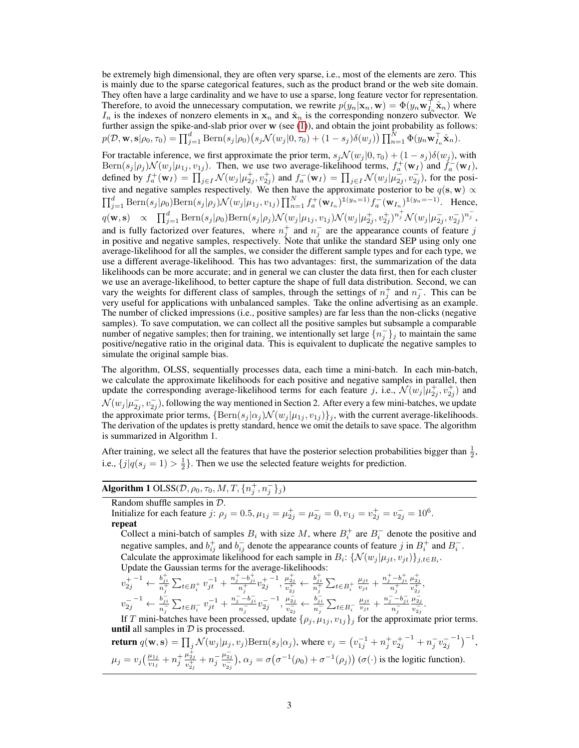be extremely high dimensional, they are often very sparse, i.e., most of the elements are zero. This is mainly due to the sparse categorical features, such as the product brand or the web site domain. They often have a large cardinality and we have to use a sparse, long feature vector for representation. Therefore, to avoid the unnecessary computation, we rewrite $p(y_n|\mathbf{x}_n, \mathbf{w}) = \Phi(y_n \mathbf{w}_{I_n}^\top \hat{\mathbf{x}}_n)$ where $I_n$ is the indexes of nonzero elements in $\mathbf{x}_n$ and $\hat{\mathbf{x}}_n$ is the corresponding nonzero subvector. We further assign the spike-and-slab prior over $\mathbf{w}$ (see (1)), and obtain the joint probability as follows: $p(\mathcal{D}, \mathbf{w}, \mathbf{s}|\rho_0, \tau_0) = \prod_{j=1}^d \text{Bern}(s_j|\rho_0)\big(s_j \mathcal{N}(w_j|0, \tau_0) + (1 - s_j)\delta(w_j)\big) \prod_{n=1}^N \Phi(y_n \mathbf{w}_{I_n}^\top \hat{\mathbf{x}}_n)$.

For tractable inference, we first approximate the prior term, $s_j \mathcal{N}(w_j|0, \tau_0) + (1 - s_j)\delta(w_j)$, with $\text{Bern}(s_j|\rho_j)\mathcal{N}(w_j|\mu_{1j}, v_{1j})$. Then, we use two average-likelihood terms, $f_a^+(\mathbf{w}_I)$ and $f_a^-(\mathbf{w}_I)$, defined by $f_a^+(\mathbf{w}_I) = \prod_{j\in I} \mathcal{N}(w_j|\mu_{2j}^+, v_{2j}^+)$ and $f_a^-(\mathbf{w}_I) = \prod_{j\in I} \mathcal{N}(w_j|\mu_{2j}^-, v_{2j}^-)$, for the positive and negative samples respectively. We then have the approximate posterior to be $q(\mathbf{s}, \mathbf{w}) \propto \prod_{j=1}^d \text{Bern}(s_j|\rho_0)\text{Bern}(s_j|\rho_j)\mathcal{N}(w_j|\mu_{1j}, v_{1j}) \prod_{n=1}^N f_a^+(\mathbf{w}_{I_n})^{\mathbb{1}(y_n=1)} f_a^-(\mathbf{w}_{I_n})^{\mathbb{1}(y_n=-1)}$. Hence, $q(\mathbf{w}, \mathbf{s}) \propto \prod_{j=1}^d \text{Bern}(s_j|\rho_0)\text{Bern}(s_j|\rho_j)\mathcal{N}(w_j|\mu_{1j}, v_{1j})\mathcal{N}(w_j|\mu_{2j}^+, v_{2j}^+)^{n_j^+}\mathcal{N}(w_j|\mu_{2j}^-, v_{2j}^-)^{n_j^-}$, and is fully factorized over features, where $n_j^+$ and $n_j^-$ are the appearance counts of feature $j$ in positive and negative samples, respectively. Note that unlike the standard SEP using only one average-likelihood for all the samples, we consider the different sample types and for each type, we use a different average-likelihood. This has two advantages: first, the summarization of the data likelihoods can be more accurate; and in general we can cluster the data first, then for each cluster we use an average-likelihood, to better capture the shape of full data distribution. Second, we can vary the weights for different class of samples, through the settings of $n_j^+$ and $n_j^-$. This can be very useful for applications with unbalanced samples. Take the online advertising as an example. The number of clicked impressions (i.e., positive samples) are far less than the non-clicks (negative samples). To save computation, we can collect all the positive samples but subsample a comparable number of negative samples; then for training, we intentionally set large $\{n_j^-\}_j$ to maintain the same positive/negative ratio in the original data. This is equivalent to duplicate the negative samples to simulate the original sample bias.

The algorithm, OLSS, sequentially processes data, each time a mini-batch. In each min-batch, we calculate the approximate likelihoods for each positive and negative samples in parallel, then update the corresponding average-likelihood terms for each feature $j$, i.e., $\mathcal{N}(w_j|\mu_{2j}^+, v_{2j}^+)$ and $\mathcal{N}(w_j|\mu_{2j}^-, v_{2j}^-)$, following the way mentioned in Section 2. After every a few mini-batches, we update the approximate prior terms, $\{\text{Bern}(s_j|\alpha_j)\mathcal{N}(w_j|\mu_{1j}, v_{1j})\}_j$, with the current average-likelihoods. The derivation of the updates is pretty standard, hence we omit the details to save space. The algorithm is summarized in Algorithm 1.

After training, we select all the features that have the posterior selection probabilities bigger than $\frac{1}{2}$, i.e., $\{j|q(s_j = 1) > \frac{1}{2}\}$. Then we use the selected feature weights for prediction.

---

**Algorithm 1** OLSS($\mathcal{D}, \rho_0, \tau_0, M, T, \{n_j^+, n_j^-\}_j$)

Random shuffle samples in $\mathcal{D}$.
Initialize for each feature $j$: $\rho_j = 0.5, \mu_{1j} = \mu_{2j}^+ = \mu_{2j}^- = 0, v_{1j} = v_{2j}^+ = v_{2j}^- = 10^6$.
**repeat**
  Collect a mini-batch of samples $B_i$ with size $M$, where $B_i^+$ are $B_i^-$ denote the positive and negative samples, and $b_{ij}^+$ and $b_{ij}^-$ denote the appearance counts of feature $j$ in $B_i^+$ and $B_i^-$.
  Calculate the approximate likelihood for each sample in $B_i$: $\{\mathcal{N}(w_j|\mu_{jt}, v_{jt})\}_{j,t\in B_i}$.
  Update the Gaussian terms for the average-likelihoods:
  $v_{2j}^{+\,-1} \leftarrow \frac{b_{ji}^+}{n_j^+}\sum_{t\in B_i^+} v_{jt}^{-1} + \frac{n_j^+ - b_{ji}^+}{n_j^+} v_{2j}^{+\,-1}$, $\frac{\mu_{2j}^+}{v_{2j}^+} \leftarrow \frac{b_{ji}^+}{n_j^+}\sum_{t\in B_i^+}\frac{\mu_{jt}}{v_{jt}} + \frac{n_j^+ - b_{ji}^+}{n_j^+}\frac{\mu_{2j}^+}{v_{2j}^+}$,
  $v_{2j}^{-\,-1} \leftarrow \frac{b_{ji}^-}{n_j^-}\sum_{t\in B_i^-} v_{jt}^{-1} + \frac{n_j^- - b_{ji}^-}{n_j^-} v_{2j}^{-\,-1}$, $\frac{\mu_{2j}^-}{v_{2j}^-} \leftarrow \frac{b_{ji}^-}{n_j^-}\sum_{t\in B_i^-}\frac{\mu_{jt}}{v_{jt}} + \frac{n_j^- - b_{ji}^-}{n_j^-}\frac{\mu_{2j}^-}{v_{2j}^-}$.
  If $T$ mini-batches have been processed, update $\{\rho_j, \mu_{1j}, v_{1j}\}_j$ for the approximate prior terms.
**until** all samples in $\mathcal{D}$ is processed.
**return** $q(\mathbf{w}, \mathbf{s}) = \prod_j \mathcal{N}(w_j|\mu_j, v_j)\text{Bern}(s_j|\alpha_j)$, where $v_j = \big(v_{1j}^{-1} + n_j^+ v_{2j}^{+\,-1} + n_j^- v_{2j}^{-\,-1}\big)^{-1}$, $\mu_j = v_j\big(\frac{\mu_{1j}}{v_{1j}} + n_j^+\frac{\mu_{2j}^+}{v_{2j}^+} + n_j^-\frac{\mu_{2j}^-}{v_{2j}^-}\big)$, $\alpha_j = \sigma\big(\sigma^{-1}(\rho_0) + \sigma^{-1}(\rho_j)\big)$ ($\sigma(\cdot)$ is the logitic function).

---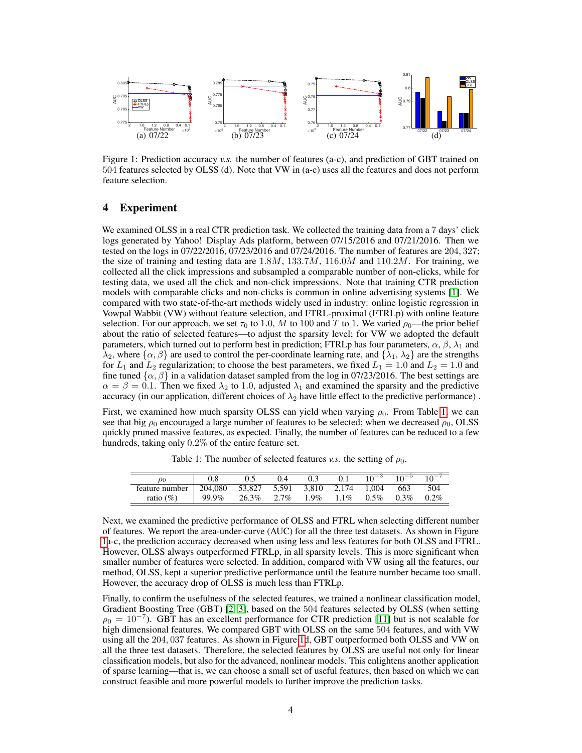0.805
0.795
0.785
0.775
AUC
OLSS
FTRLp
VW
2 1.6 1.2 0.8 0.4 0.1
Feature Number $\times 10^5$
(a) 07/22

0.785
0.775
0.765
0.75
AUC
2 1.6 1.2 0.8 0.4 0.1
Feature Number $\times 10^5$
(b) 07/23

0.79
0.78
0.77
0.76
AUC
2 1.6 1.2 0.8 0.4 0.1
Feature Number $\times 10^5$
(c) 07/24

0.81
0.8
0.79
0.77
AUC
VW
OLSS
GBT
07/22 07/23 07/24
(d)

Figure 1: Prediction accuracy *v.s.* the number of features (a-c), and prediction of GBT trained on 504 features selected by OLSS (d). Note that VW in (a-c) uses all the features and does not perform feature selection.

## 4 Experiment

We examined OLSS in a real CTR prediction task. We collected the training data from a 7 days' click logs generated by Yahoo! Display Ads platform, between 07/15/2016 and 07/21/2016. Then we tested on the logs in 07/22/2016, 07/23/2016 and 07/24/2016. The number of features are $204,327$; the size of training and testing data are $1.8M$, $133.7M$, $116.0M$ and $110.2M$. For training, we collected all the click impressions and subsampled a comparable number of non-clicks, while for testing data, we used all the click and non-click impressions. Note that training CTR prediction models with comparable clicks and non-clicks is common in online advertising systems [1]. We compared with two state-of-the-art methods widely used in industry: online logistic regression in Vowpal Wabbit (VW) without feature selection, and FTRL-proximal (FTRLp) with online feature selection. For our approach, we set $\tau_0$ to $1.0$, $M$ to $100$ and $T$ to $1$. We varied $\rho_0$—the prior belief about the ratio of selected features—to adjust the sparsity level; for VW we adopted the default parameters, which turned out to perform best in prediction; FTRLp has four parameters, $\alpha$, $\beta$, $\lambda_1$ and $\lambda_2$, where $\{\alpha, \beta\}$ are used to control the per-coordinate learning rate, and $\{\lambda_1, \lambda_2\}$ are the strengths for $L_1$ and $L_2$ regularization; to choose the best parameters, we fixed $L_1 = 1.0$ and $L_2 = 1.0$ and fine tuned $\{\alpha, \beta\}$ in a validation dataset sampled from the log in 07/23/2016. The best settings are $\alpha = \beta = 0.1$. Then we fixed $\lambda_2$ to $1.0$, adjusted $\lambda_1$ and examined the sparsity and the predictive accuracy (in our application, different choices of $\lambda_2$ have little effect to the predictive performance) .

First, we examined how much sparsity OLSS can yield when varying $\rho_0$. From Table 1, we can see that big $\rho_0$ encouraged a large number of features to be selected; when we decreased $\rho_0$, OLSS quickly pruned massive features, as expected. Finally, the number of features can be reduced to a few hundreds, taking only $0.2\%$ of the entire feature set.

Table 1: The number of selected features *v.s.* the setting of $\rho_0$.

| $\rho_0$ | 0.8 | 0.5 | 0.4 | 0.3 | 0.1 | $10^{-3}$ | $10^{-5}$ | $10^{-7}$ |
|---|---|---|---|---|---|---|---|---|
| feature number | 204,080 | 53,827 | 5,591 | 3,810 | 2,174 | 1,004 | 663 | 504 |
| ratio (%) | 99.9% | 26.3% | 2.7% | 1.9% | 1.1% | 0.5% | 0.3% | 0.2% |

Next, we examined the predictive performance of OLSS and FTRL when selecting different number of features. We report the area-under-curve (AUC) for all the three test datasets. As shown in Figure 1a-c, the prediction accuracy decreased when using less and less features for both OLSS and FTRL. However, OLSS always outperformed FTRLp, in all sparsity levels. This is more significant when smaller number of features were selected. In addition, compared with VW using all the features, our method, OLSS, kept a superior predictive performance until the feature number became too small. However, the accuracy drop of OLSS is much less than FTRLp.

Finally, to confirm the usefulness of the selected features, we trained a nonlinear classification model, Gradient Boosting Tree (GBT) [2, 3], based on the $504$ features selected by OLSS (when setting $\rho_0 = 10^{-7}$). GBT has an excellent performance for CTR prediction [11] but is not scalable for high dimensional features. We compared GBT with OLSS on the same $504$ features, and with VW using all the $204,037$ features. As shown in Figure 1d, GBT outperformed both OLSS and VW on all the three test datasets. Therefore, the selected features by OLSS are useful not only for linear classification models, but also for the advanced, nonlinear models. This enlightens another application of sparse learning—that is, we can choose a small set of useful features, then based on which we can construct feasible and more powerful models to further improve the prediction tasks.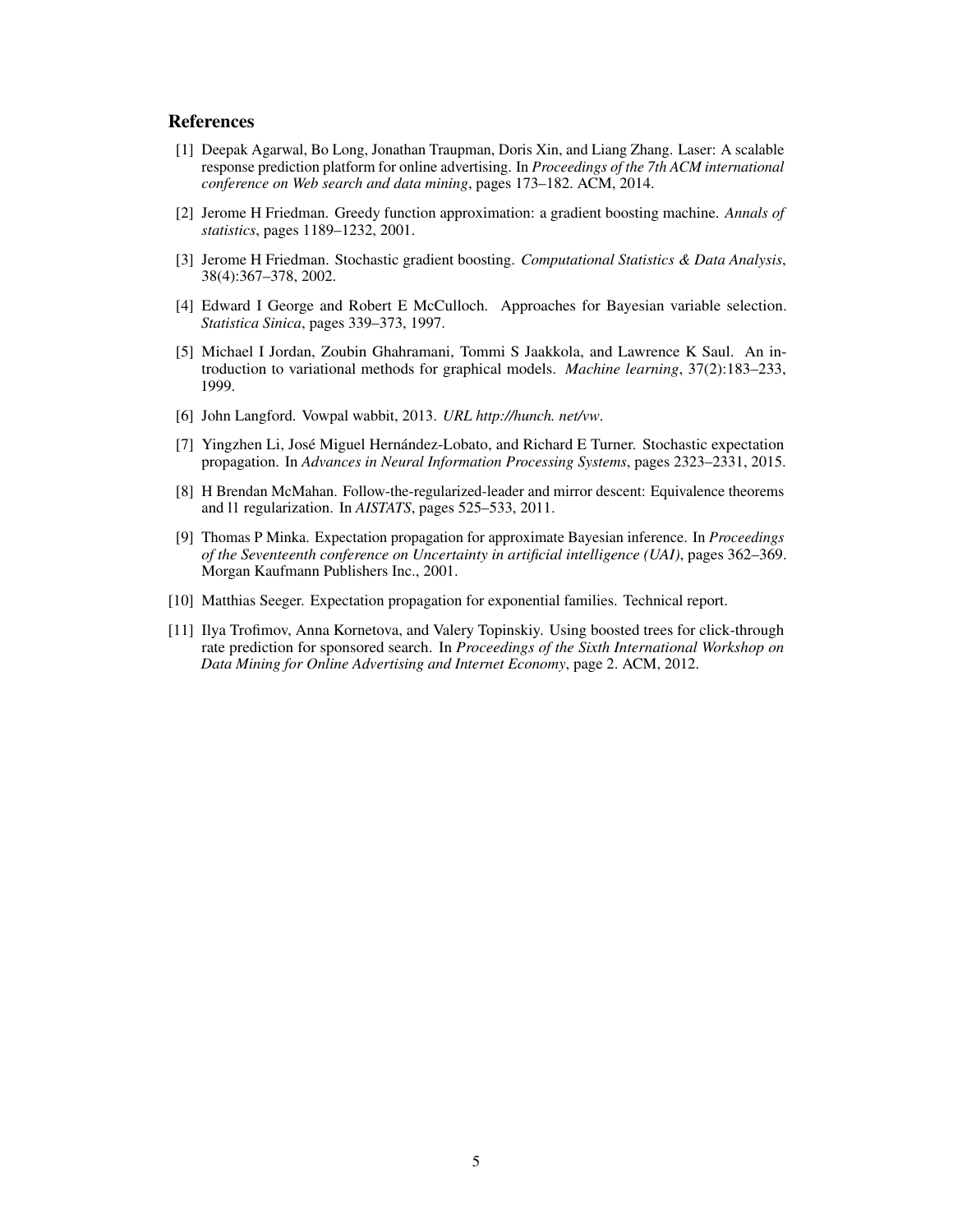## References

[1] Deepak Agarwal, Bo Long, Jonathan Traupman, Doris Xin, and Liang Zhang. Laser: A scalable response prediction platform for online advertising. In *Proceedings of the 7th ACM international conference on Web search and data mining*, pages 173–182. ACM, 2014.

[2] Jerome H Friedman. Greedy function approximation: a gradient boosting machine. *Annals of statistics*, pages 1189–1232, 2001.

[3] Jerome H Friedman. Stochastic gradient boosting. *Computational Statistics & Data Analysis*, 38(4):367–378, 2002.

[4] Edward I George and Robert E McCulloch. Approaches for Bayesian variable selection. *Statistica Sinica*, pages 339–373, 1997.

[5] Michael I Jordan, Zoubin Ghahramani, Tommi S Jaakkola, and Lawrence K Saul. An introduction to variational methods for graphical models. *Machine learning*, 37(2):183–233, 1999.

[6] John Langford. Vowpal wabbit, 2013. *URL http://hunch. net/vw*.

[7] Yingzhen Li, José Miguel Hernández-Lobato, and Richard E Turner. Stochastic expectation propagation. In *Advances in Neural Information Processing Systems*, pages 2323–2331, 2015.

[8] H Brendan McMahan. Follow-the-regularized-leader and mirror descent: Equivalence theorems and l1 regularization. In *AISTATS*, pages 525–533, 2011.

[9] Thomas P Minka. Expectation propagation for approximate Bayesian inference. In *Proceedings of the Seventeenth conference on Uncertainty in artificial intelligence (UAI)*, pages 362–369. Morgan Kaufmann Publishers Inc., 2001.

[10] Matthias Seeger. Expectation propagation for exponential families. Technical report.

[11] Ilya Trofimov, Anna Kornetova, and Valery Topinskiy. Using boosted trees for click-through rate prediction for sponsored search. In *Proceedings of the Sixth International Workshop on Data Mining for Online Advertising and Internet Economy*, page 2. ACM, 2012.